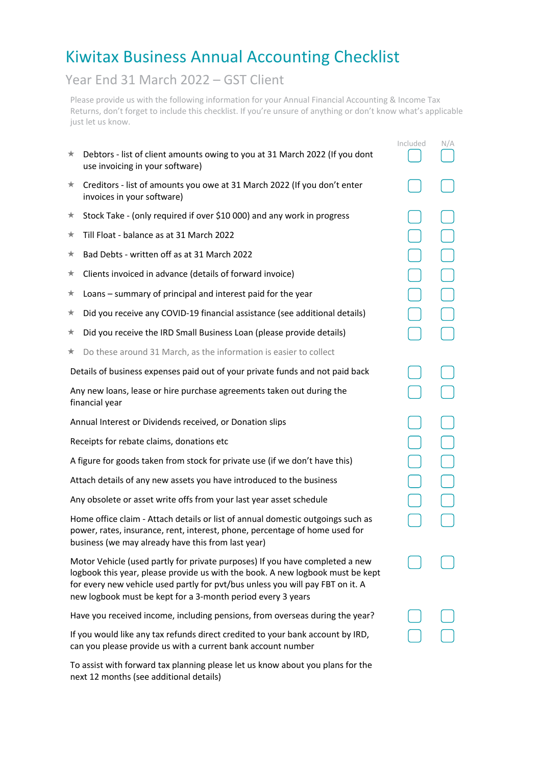# Kiwitax Business Annual Accounting Checklist

## Year End 31 March 2022 – GST Client

Please provide us with the following information for your Annual Financial Accounting & Income Tax Returns, don't forget to include this checklist. If you're unsure of anything or don't know what's applicable just let us know.

| Item | Included | N/A |
|---|---|---|
| ★ Debtors - list of client amounts owing to you at 31 March 2022 (If you dont use invoicing in your software) | ☐ | ☐ |
| ★ Creditors - list of amounts you owe at 31 March 2022 (If you don't enter invoices in your software) | ☐ | ☐ |
| ★ Stock Take - (only required if over $10 000) and any work in progress | ☐ | ☐ |
| ★ Till Float - balance as at 31 March 2022 | ☐ | ☐ |
| ★ Bad Debts - written off as at 31 March 2022 | ☐ | ☐ |
| ★ Clients invoiced in advance (details of forward invoice) | ☐ | ☐ |
| ★ Loans – summary of principal and interest paid for the year | ☐ | ☐ |
| ★ Did you receive any COVID-19 financial assistance (see additional details) | ☐ | ☐ |
| ★ Did you receive the IRD Small Business Loan (please provide details) | ☐ | ☐ |

★ Do these around 31 March, as the information is easier to collect

| Item | Included | N/A |
|---|---|---|
| Details of business expenses paid out of your private funds and not paid back | ☐ | ☐ |
| Any new loans, lease or hire purchase agreements taken out during the financial year | ☐ | ☐ |
| Annual Interest or Dividends received, or Donation slips | ☐ | ☐ |
| Receipts for rebate claims, donations etc | ☐ | ☐ |
| A figure for goods taken from stock for private use (if we don't have this) | ☐ | ☐ |
| Attach details of any new assets you have introduced to the business | ☐ | ☐ |
| Any obsolete or asset write offs from your last year asset schedule | ☐ | ☐ |
| Home office claim - Attach details or list of annual domestic outgoings such as power, rates, insurance, rent, interest, phone, percentage of home used for business (we may already have this from last year) | ☐ | ☐ |
| Motor Vehicle (used partly for private purposes) If you have completed a new logbook this year, please provide us with the book. A new logbook must be kept for every new vehicle used partly for pvt/bus unless you will pay FBT on it. A new logbook must be kept for a 3-month period every 3 years | ☐ | ☐ |
| Have you received income, including pensions, from overseas during the year? | ☐ | ☐ |
| If you would like any tax refunds direct credited to your bank account by IRD, can you please provide us with a current bank account number | ☐ | ☐ |

To assist with forward tax planning please let us know about you plans for the next 12 months (see additional details)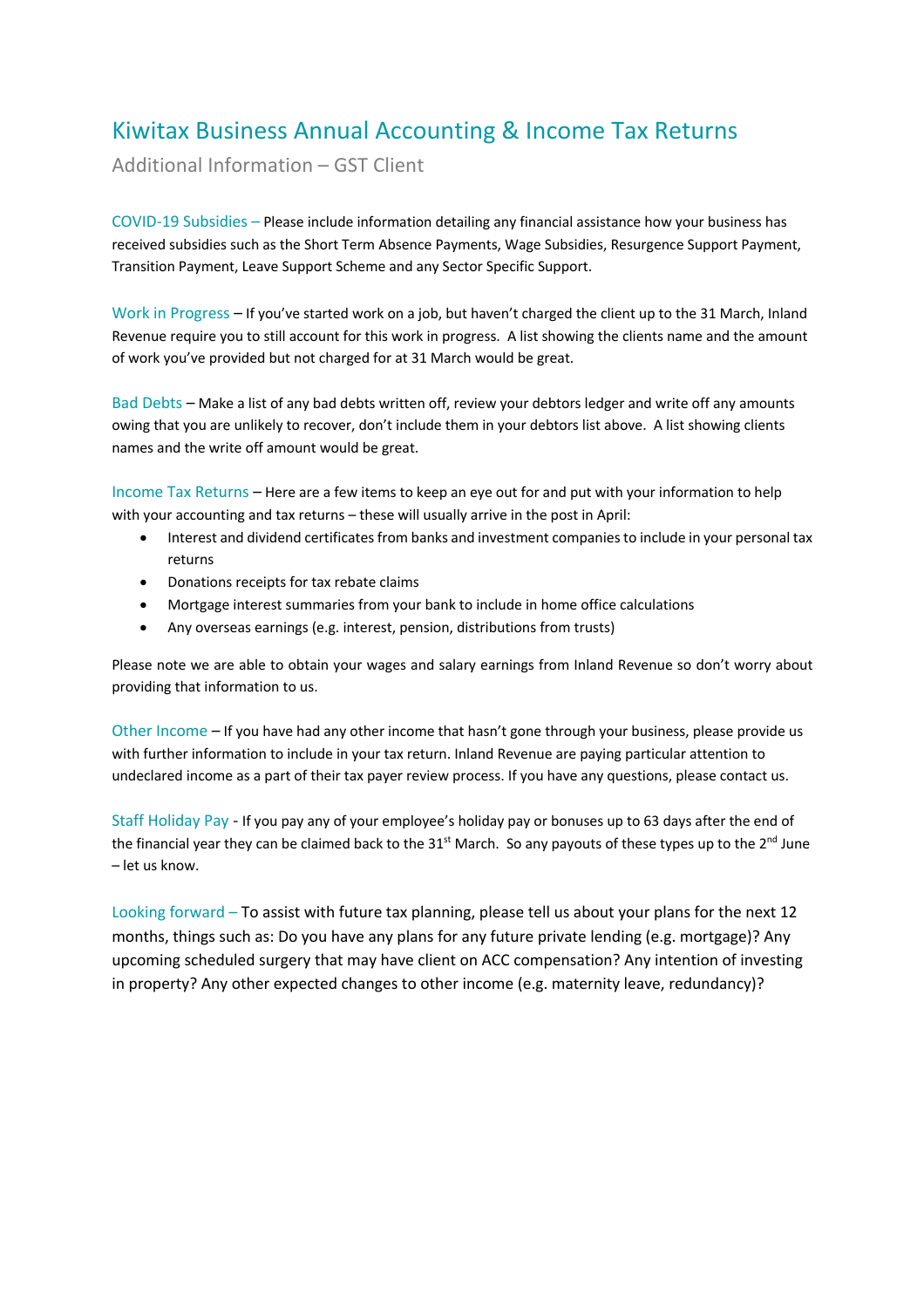# Kiwitax Business Annual Accounting & Income Tax Returns

## Additional Information – GST Client

**COVID-19 Subsidies –** Please include information detailing any financial assistance how your business has received subsidies such as the Short Term Absence Payments, Wage Subsidies, Resurgence Support Payment, Transition Payment, Leave Support Scheme and any Sector Specific Support.

**Work in Progress** – If you've started work on a job, but haven't charged the client up to the 31 March, Inland Revenue require you to still account for this work in progress. A list showing the clients name and the amount of work you've provided but not charged for at 31 March would be great.

**Bad Debts** – Make a list of any bad debts written off, review your debtors ledger and write off any amounts owing that you are unlikely to recover, don't include them in your debtors list above. A list showing clients names and the write off amount would be great.

**Income Tax Returns** – Here are a few items to keep an eye out for and put with your information to help with your accounting and tax returns – these will usually arrive in the post in April:

- Interest and dividend certificates from banks and investment companies to include in your personal tax returns
- Donations receipts for tax rebate claims
- Mortgage interest summaries from your bank to include in home office calculations
- Any overseas earnings (e.g. interest, pension, distributions from trusts)

Please note we are able to obtain your wages and salary earnings from Inland Revenue so don't worry about providing that information to us.

**Other Income** – If you have had any other income that hasn't gone through your business, please provide us with further information to include in your tax return. Inland Revenue are paying particular attention to undeclared income as a part of their tax payer review process. If you have any questions, please contact us.

**Staff Holiday Pay** - If you pay any of your employee's holiday pay or bonuses up to 63 days after the end of the financial year they can be claimed back to the 31st March. So any payouts of these types up to the 2nd June – let us know.

**Looking forward –** To assist with future tax planning, please tell us about your plans for the next 12 months, things such as: Do you have any plans for any future private lending (e.g. mortgage)? Any upcoming scheduled surgery that may have client on ACC compensation? Any intention of investing in property? Any other expected changes to other income (e.g. maternity leave, redundancy)?